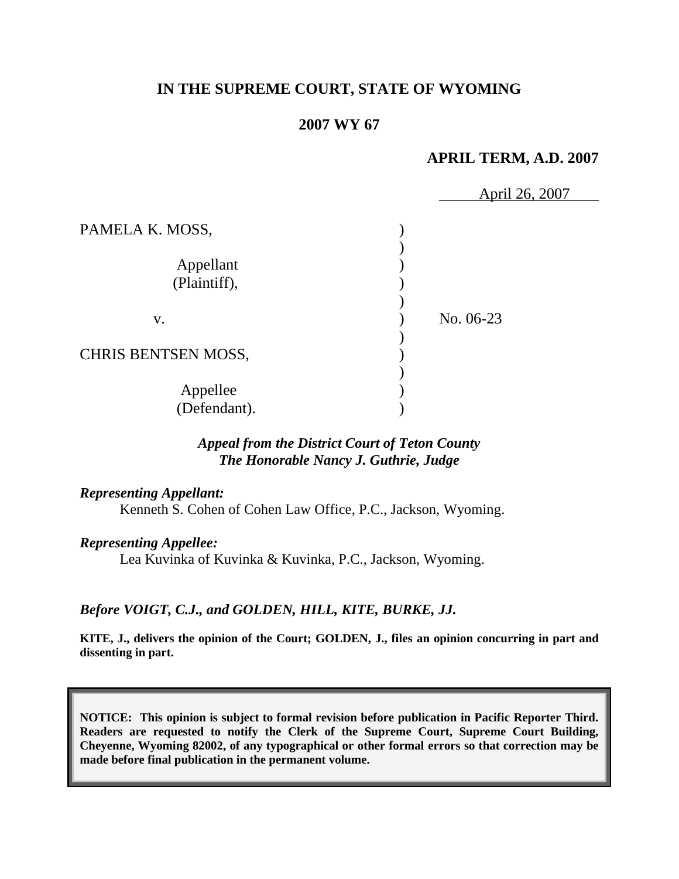# IN THE SUPREME COURT, STATE OF WYOMING

## 2007 WY 67

**APRIL TERM, A.D. 2007**

April 26, 2007

| | | |
|---|---|---|
| PAMELA K. MOSS,<br><br>Appellant<br>(Plaintiff), | ) | |
| v. | ) | No. 06-23 |
| CHRIS BENTSEN MOSS,<br><br>Appellee<br>(Defendant). | ) | |

***Appeal from the District Court of Teton County***
***The Honorable Nancy J. Guthrie, Judge***

***Representing Appellant:***
Kenneth S. Cohen of Cohen Law Office, P.C., Jackson, Wyoming.

***Representing Appellee:***
Lea Kuvinka of Kuvinka & Kuvinka, P.C., Jackson, Wyoming.

***Before VOIGT, C.J., and GOLDEN, HILL, KITE, BURKE, JJ.***

**KITE, J., delivers the opinion of the Court; GOLDEN, J., files an opinion concurring in part and dissenting in part.**

**NOTICE: This opinion is subject to formal revision before publication in Pacific Reporter Third. Readers are requested to notify the Clerk of the Supreme Court, Supreme Court Building, Cheyenne, Wyoming 82002, of any typographical or other formal errors so that correction may be made before final publication in the permanent volume.**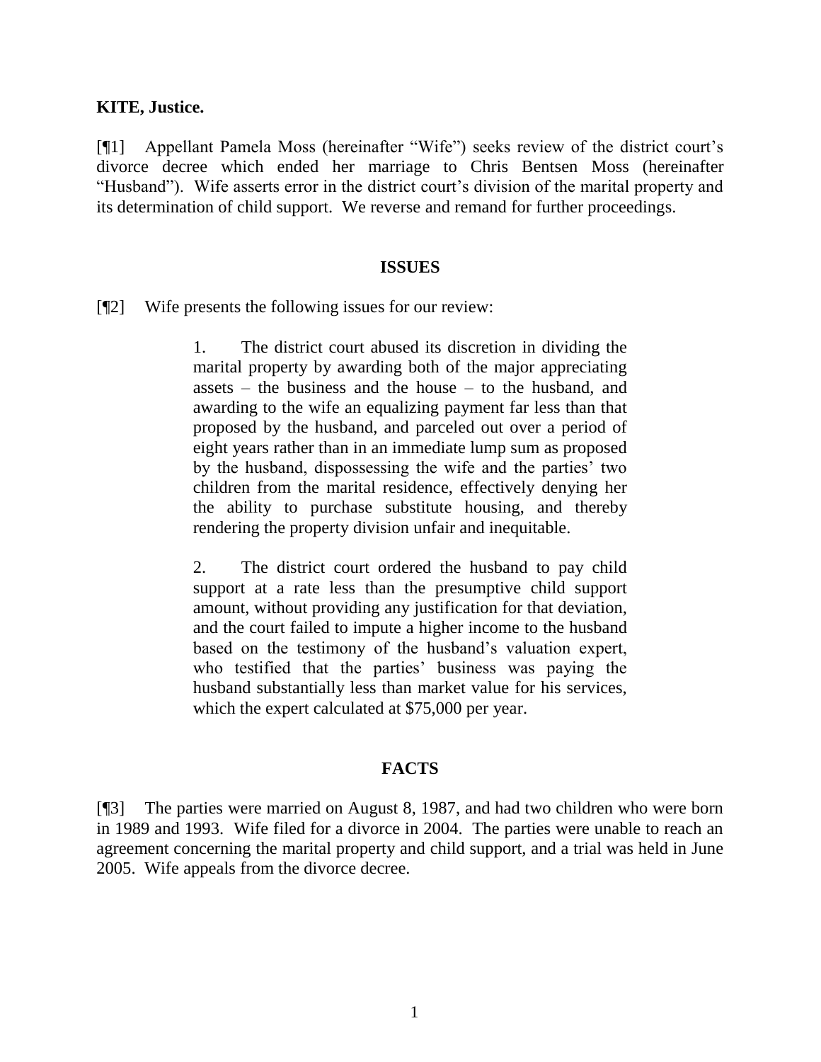**KITE, Justice.**

[¶1] Appellant Pamela Moss (hereinafter "Wife") seeks review of the district court's divorce decree which ended her marriage to Chris Bentsen Moss (hereinafter "Husband"). Wife asserts error in the district court's division of the marital property and its determination of child support. We reverse and remand for further proceedings.

## ISSUES

[¶2] Wife presents the following issues for our review:

> 1. The district court abused its discretion in dividing the marital property by awarding both of the major appreciating assets – the business and the house – to the husband, and awarding to the wife an equalizing payment far less than that proposed by the husband, and parceled out over a period of eight years rather than in an immediate lump sum as proposed by the husband, dispossessing the wife and the parties' two children from the marital residence, effectively denying her the ability to purchase substitute housing, and thereby rendering the property division unfair and inequitable.
>
> 2. The district court ordered the husband to pay child support at a rate less than the presumptive child support amount, without providing any justification for that deviation, and the court failed to impute a higher income to the husband based on the testimony of the husband's valuation expert, who testified that the parties' business was paying the husband substantially less than market value for his services, which the expert calculated at $75,000 per year.

## FACTS

[¶3] The parties were married on August 8, 1987, and had two children who were born in 1989 and 1993. Wife filed for a divorce in 2004. The parties were unable to reach an agreement concerning the marital property and child support, and a trial was held in June 2005. Wife appeals from the divorce decree.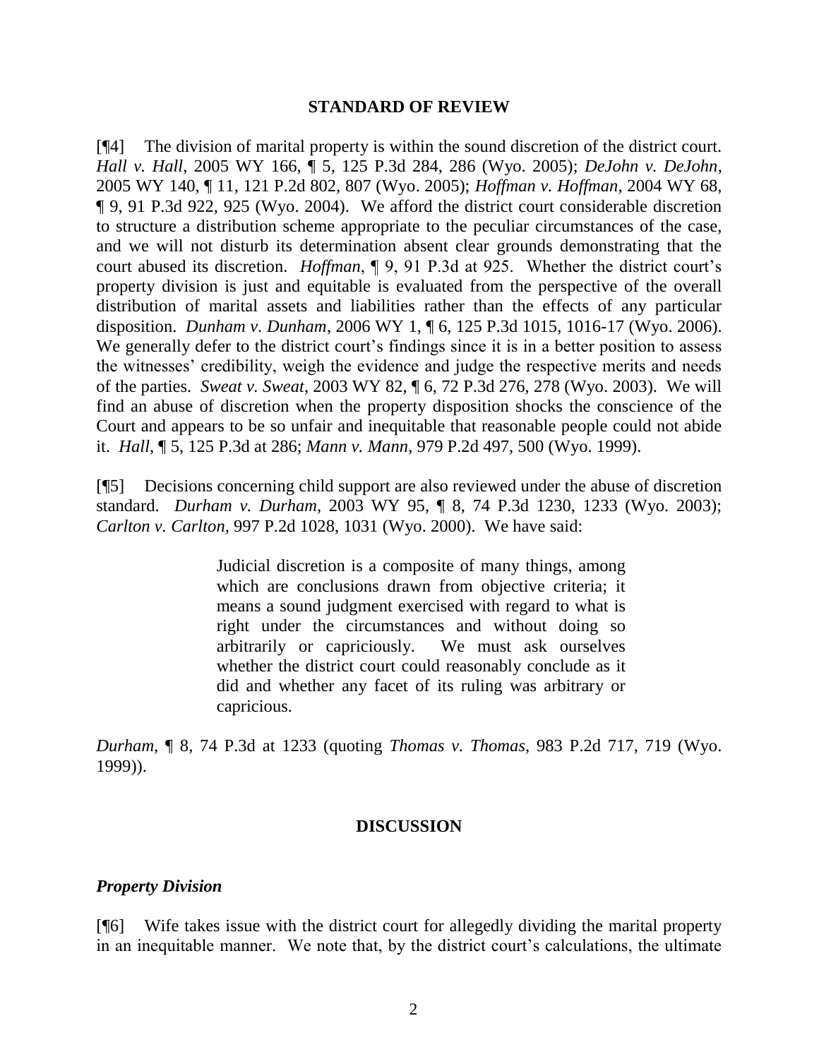## STANDARD OF REVIEW

[¶4] The division of marital property is within the sound discretion of the district court. *Hall v. Hall*, 2005 WY 166, ¶ 5, 125 P.3d 284, 286 (Wyo. 2005); *DeJohn v. DeJohn*, 2005 WY 140, ¶ 11, 121 P.2d 802, 807 (Wyo. 2005); *Hoffman v. Hoffman*, 2004 WY 68, ¶ 9, 91 P.3d 922, 925 (Wyo. 2004). We afford the district court considerable discretion to structure a distribution scheme appropriate to the peculiar circumstances of the case, and we will not disturb its determination absent clear grounds demonstrating that the court abused its discretion. *Hoffman*, ¶ 9, 91 P.3d at 925. Whether the district court's property division is just and equitable is evaluated from the perspective of the overall distribution of marital assets and liabilities rather than the effects of any particular disposition. *Dunham v. Dunham*, 2006 WY 1, ¶ 6, 125 P.3d 1015, 1016-17 (Wyo. 2006). We generally defer to the district court's findings since it is in a better position to assess the witnesses' credibility, weigh the evidence and judge the respective merits and needs of the parties. *Sweat v. Sweat*, 2003 WY 82, ¶ 6, 72 P.3d 276, 278 (Wyo. 2003). We will find an abuse of discretion when the property disposition shocks the conscience of the Court and appears to be so unfair and inequitable that reasonable people could not abide it. *Hall*, ¶ 5, 125 P.3d at 286; *Mann v. Mann*, 979 P.2d 497, 500 (Wyo. 1999).

[¶5] Decisions concerning child support are also reviewed under the abuse of discretion standard. *Durham v. Durham*, 2003 WY 95, ¶ 8, 74 P.3d 1230, 1233 (Wyo. 2003); *Carlton v. Carlton*, 997 P.2d 1028, 1031 (Wyo. 2000). We have said:

> Judicial discretion is a composite of many things, among which are conclusions drawn from objective criteria; it means a sound judgment exercised with regard to what is right under the circumstances and without doing so arbitrarily or capriciously. We must ask ourselves whether the district court could reasonably conclude as it did and whether any facet of its ruling was arbitrary or capricious.

*Durham*, ¶ 8, 74 P.3d at 1233 (quoting *Thomas v. Thomas*, 983 P.2d 717, 719 (Wyo. 1999)).

## DISCUSSION

### *Property Division*

[¶6] Wife takes issue with the district court for allegedly dividing the marital property in an inequitable manner. We note that, by the district court's calculations, the ultimate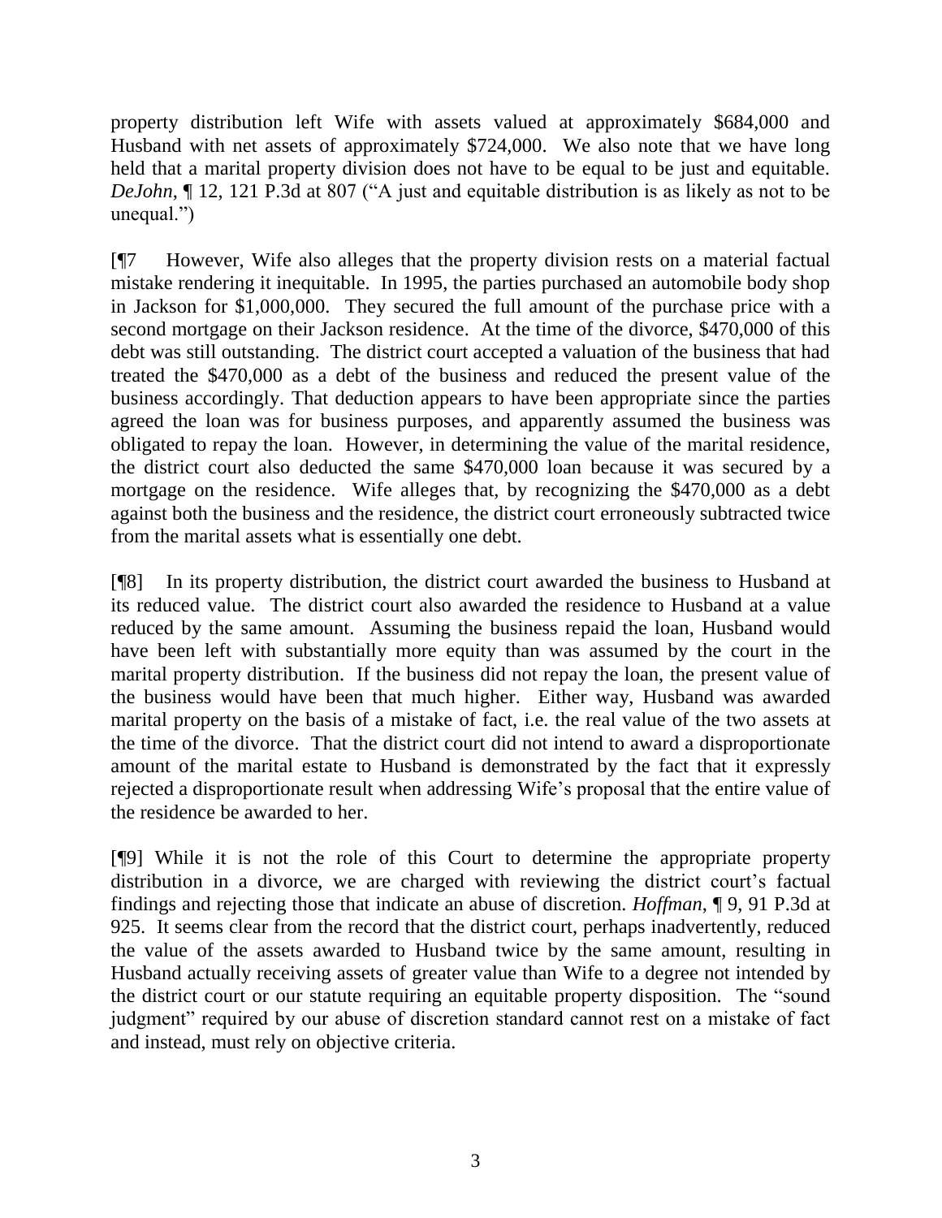property distribution left Wife with assets valued at approximately $684,000 and Husband with net assets of approximately $724,000. We also note that we have long held that a marital property division does not have to be equal to be just and equitable. *DeJohn*, ¶ 12, 121 P.3d at 807 ("A just and equitable distribution is as likely as not to be unequal.")

[¶7 However, Wife also alleges that the property division rests on a material factual mistake rendering it inequitable. In 1995, the parties purchased an automobile body shop in Jackson for $1,000,000. They secured the full amount of the purchase price with a second mortgage on their Jackson residence. At the time of the divorce, $470,000 of this debt was still outstanding. The district court accepted a valuation of the business that had treated the $470,000 as a debt of the business and reduced the present value of the business accordingly. That deduction appears to have been appropriate since the parties agreed the loan was for business purposes, and apparently assumed the business was obligated to repay the loan. However, in determining the value of the marital residence, the district court also deducted the same $470,000 loan because it was secured by a mortgage on the residence. Wife alleges that, by recognizing the $470,000 as a debt against both the business and the residence, the district court erroneously subtracted twice from the marital assets what is essentially one debt.

[¶8] In its property distribution, the district court awarded the business to Husband at its reduced value. The district court also awarded the residence to Husband at a value reduced by the same amount. Assuming the business repaid the loan, Husband would have been left with substantially more equity than was assumed by the court in the marital property distribution. If the business did not repay the loan, the present value of the business would have been that much higher. Either way, Husband was awarded marital property on the basis of a mistake of fact, i.e. the real value of the two assets at the time of the divorce. That the district court did not intend to award a disproportionate amount of the marital estate to Husband is demonstrated by the fact that it expressly rejected a disproportionate result when addressing Wife's proposal that the entire value of the residence be awarded to her.

[¶9] While it is not the role of this Court to determine the appropriate property distribution in a divorce, we are charged with reviewing the district court's factual findings and rejecting those that indicate an abuse of discretion. *Hoffman*, ¶ 9, 91 P.3d at 925. It seems clear from the record that the district court, perhaps inadvertently, reduced the value of the assets awarded to Husband twice by the same amount, resulting in Husband actually receiving assets of greater value than Wife to a degree not intended by the district court or our statute requiring an equitable property disposition. The "sound judgment" required by our abuse of discretion standard cannot rest on a mistake of fact and instead, must rely on objective criteria.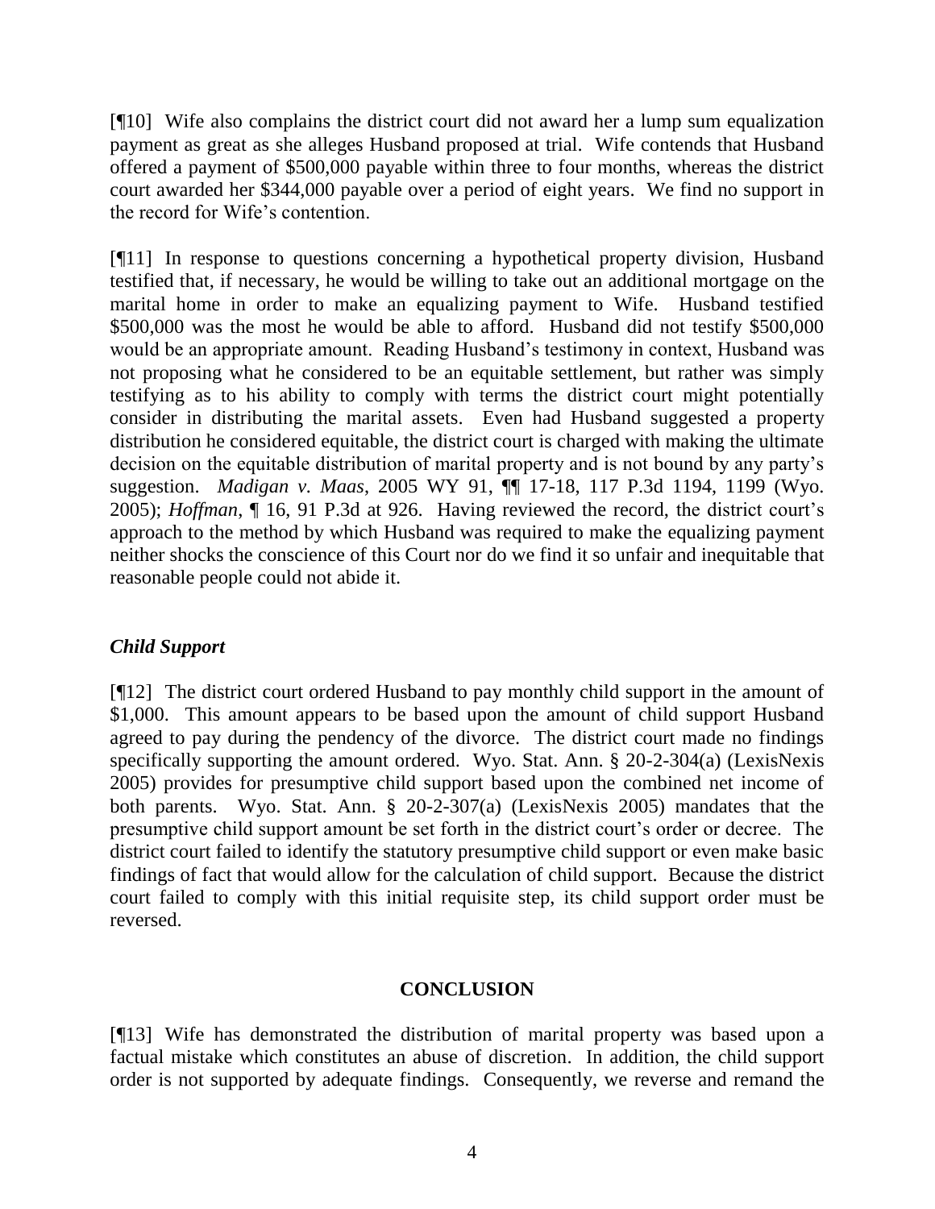[¶10] Wife also complains the district court did not award her a lump sum equalization payment as great as she alleges Husband proposed at trial. Wife contends that Husband offered a payment of $500,000 payable within three to four months, whereas the district court awarded her $344,000 payable over a period of eight years. We find no support in the record for Wife's contention.

[¶11] In response to questions concerning a hypothetical property division, Husband testified that, if necessary, he would be willing to take out an additional mortgage on the marital home in order to make an equalizing payment to Wife. Husband testified $500,000 was the most he would be able to afford. Husband did not testify $500,000 would be an appropriate amount. Reading Husband's testimony in context, Husband was not proposing what he considered to be an equitable settlement, but rather was simply testifying as to his ability to comply with terms the district court might potentially consider in distributing the marital assets. Even had Husband suggested a property distribution he considered equitable, the district court is charged with making the ultimate decision on the equitable distribution of marital property and is not bound by any party's suggestion. *Madigan v. Maas*, 2005 WY 91, ¶¶ 17-18, 117 P.3d 1194, 1199 (Wyo. 2005); *Hoffman*, ¶ 16, 91 P.3d at 926. Having reviewed the record, the district court's approach to the method by which Husband was required to make the equalizing payment neither shocks the conscience of this Court nor do we find it so unfair and inequitable that reasonable people could not abide it.

### *Child Support*

[¶12] The district court ordered Husband to pay monthly child support in the amount of $1,000. This amount appears to be based upon the amount of child support Husband agreed to pay during the pendency of the divorce. The district court made no findings specifically supporting the amount ordered. Wyo. Stat. Ann. § 20-2-304(a) (LexisNexis 2005) provides for presumptive child support based upon the combined net income of both parents. Wyo. Stat. Ann. § 20-2-307(a) (LexisNexis 2005) mandates that the presumptive child support amount be set forth in the district court's order or decree. The district court failed to identify the statutory presumptive child support or even make basic findings of fact that would allow for the calculation of child support. Because the district court failed to comply with this initial requisite step, its child support order must be reversed.

## CONCLUSION

[¶13] Wife has demonstrated the distribution of marital property was based upon a factual mistake which constitutes an abuse of discretion. In addition, the child support order is not supported by adequate findings. Consequently, we reverse and remand the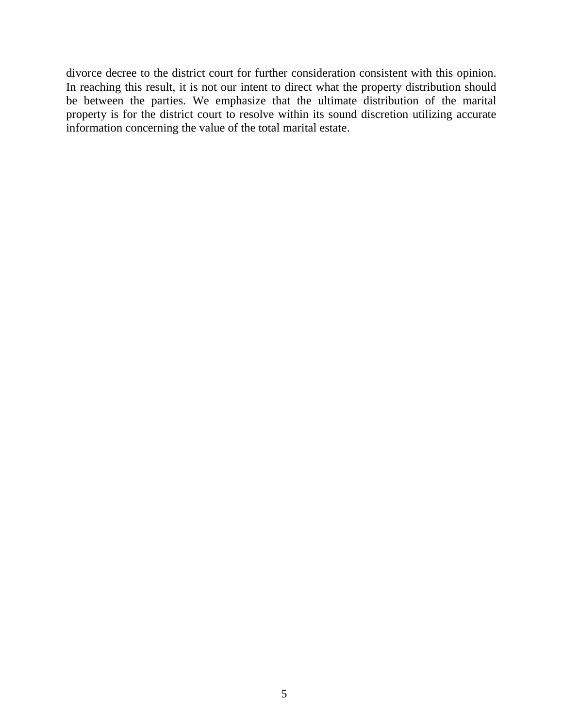divorce decree to the district court for further consideration consistent with this opinion. In reaching this result, it is not our intent to direct what the property distribution should be between the parties. We emphasize that the ultimate distribution of the marital property is for the district court to resolve within its sound discretion utilizing accurate information concerning the value of the total marital estate.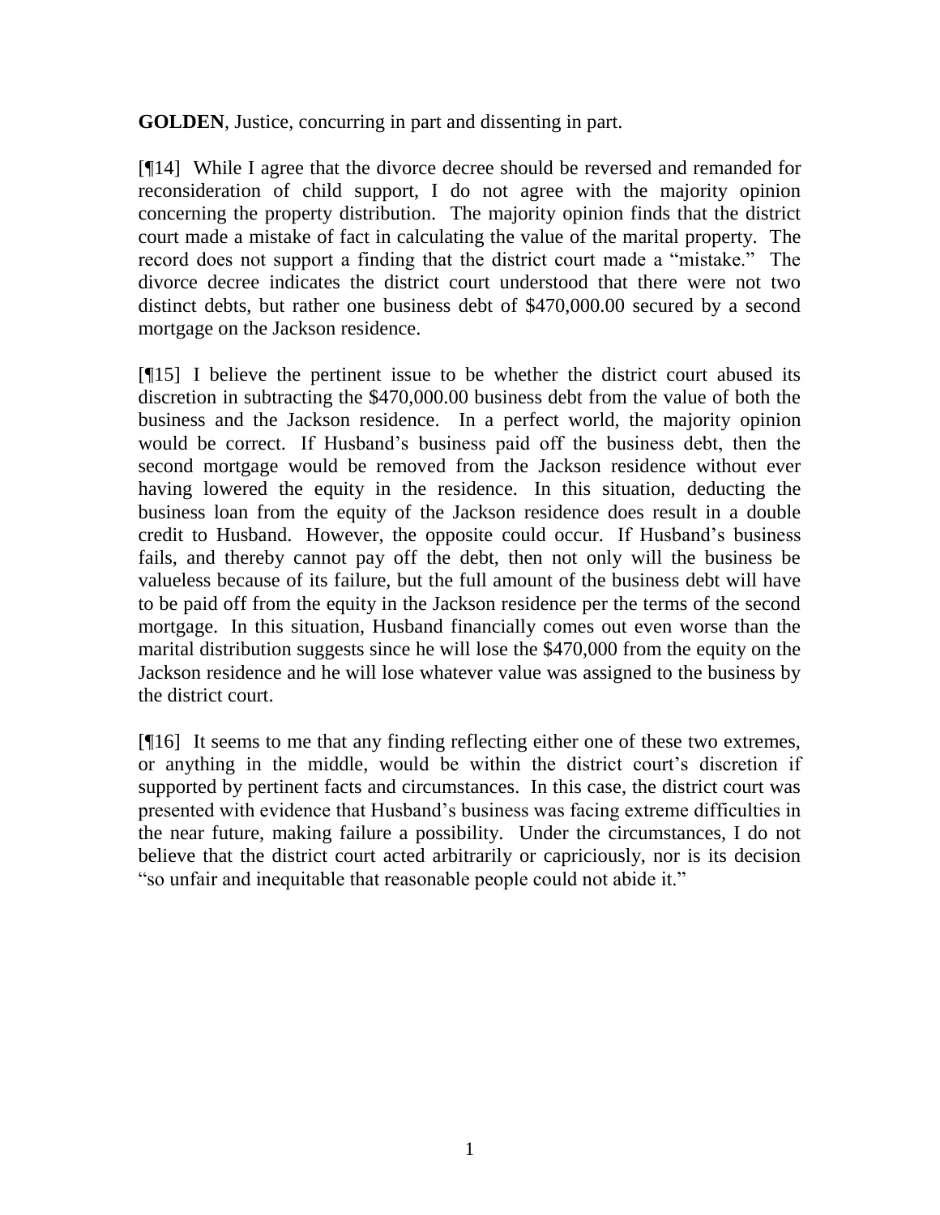**GOLDEN**, Justice, concurring in part and dissenting in part.

[¶14] While I agree that the divorce decree should be reversed and remanded for reconsideration of child support, I do not agree with the majority opinion concerning the property distribution. The majority opinion finds that the district court made a mistake of fact in calculating the value of the marital property. The record does not support a finding that the district court made a "mistake." The divorce decree indicates the district court understood that there were not two distinct debts, but rather one business debt of $470,000.00 secured by a second mortgage on the Jackson residence.

[¶15] I believe the pertinent issue to be whether the district court abused its discretion in subtracting the $470,000.00 business debt from the value of both the business and the Jackson residence. In a perfect world, the majority opinion would be correct. If Husband's business paid off the business debt, then the second mortgage would be removed from the Jackson residence without ever having lowered the equity in the residence. In this situation, deducting the business loan from the equity of the Jackson residence does result in a double credit to Husband. However, the opposite could occur. If Husband's business fails, and thereby cannot pay off the debt, then not only will the business be valueless because of its failure, but the full amount of the business debt will have to be paid off from the equity in the Jackson residence per the terms of the second mortgage. In this situation, Husband financially comes out even worse than the marital distribution suggests since he will lose the $470,000 from the equity on the Jackson residence and he will lose whatever value was assigned to the business by the district court.

[¶16] It seems to me that any finding reflecting either one of these two extremes, or anything in the middle, would be within the district court's discretion if supported by pertinent facts and circumstances. In this case, the district court was presented with evidence that Husband's business was facing extreme difficulties in the near future, making failure a possibility. Under the circumstances, I do not believe that the district court acted arbitrarily or capriciously, nor is its decision "so unfair and inequitable that reasonable people could not abide it."